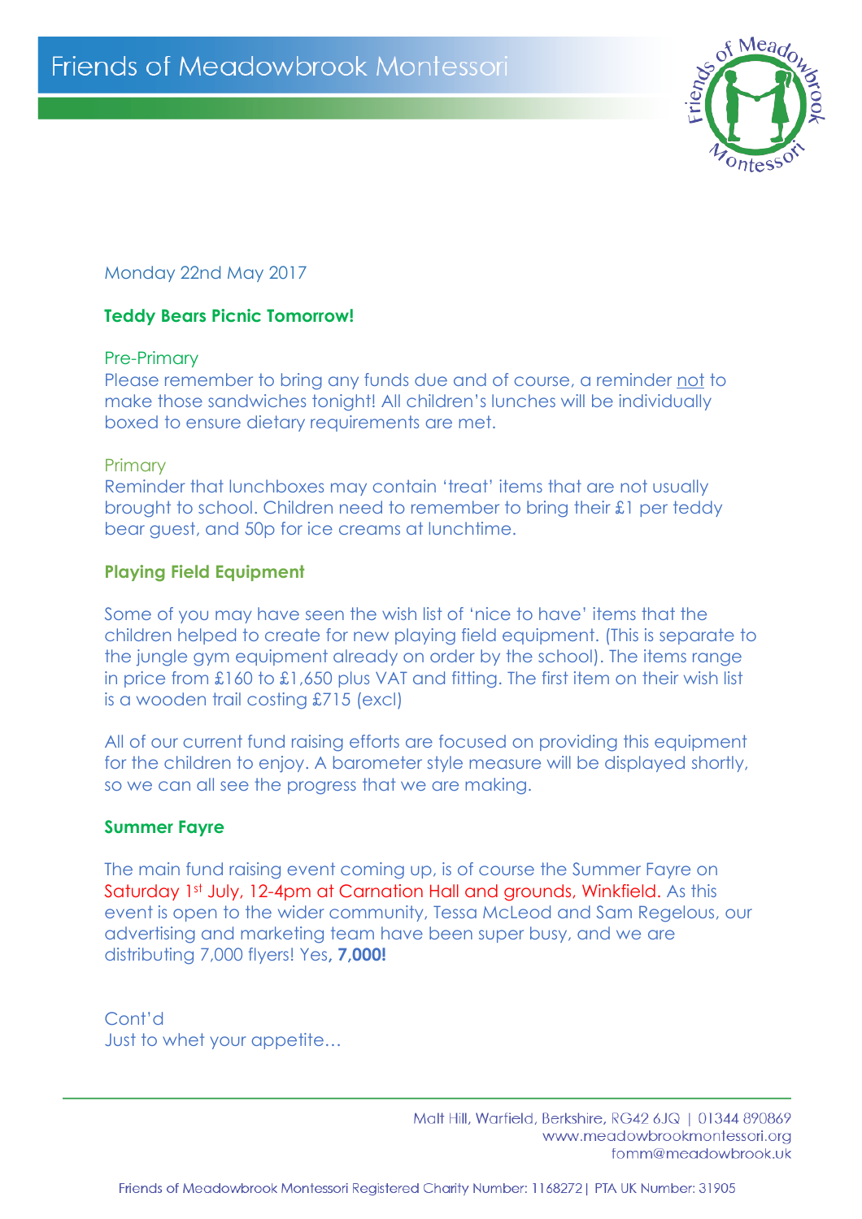# Friends of Meadowbrook Montessori

Monday 22nd May 2017

**Teddy Bears Picnic Tomorrow!**

Pre-Primary

Please remember to bring any funds due and of course, a reminder not to make those sandwiches tonight! All children's lunches will be individually boxed to ensure dietary requirements are met.

Primary

Reminder that lunchboxes may contain 'treat' items that are not usually brought to school. Children need to remember to bring their £1 per teddy bear guest, and 50p for ice creams at lunchtime.

**Playing Field Equipment**

Some of you may have seen the wish list of 'nice to have' items that the children helped to create for new playing field equipment. (This is separate to the jungle gym equipment already on order by the school). The items range in price from £160 to £1,650 plus VAT and fitting. The first item on their wish list is a wooden trail costing £715 (excl)

All of our current fund raising efforts are focused on providing this equipment for the children to enjoy. A barometer style measure will be displayed shortly, so we can all see the progress that we are making.

**Summer Fayre**

The main fund raising event coming up, is of course the Summer Fayre on Saturday 1st July, 12-4pm at Carnation Hall and grounds, Winkfield. As this event is open to the wider community, Tessa McLeod and Sam Regelous, our advertising and marketing team have been super busy, and we are distributing 7,000 flyers! Yes**, 7,000!**

Cont'd

Just to whet your appetite…

Malt Hill, Warfield, Berkshire, RG42 6JQ | 01344 890869
www.meadowbrookmontessori.org
fomm@meadowbrook.uk

Friends of Meadowbrook Montessori Registered Charity Number: 1168272| PTA UK Number: 31905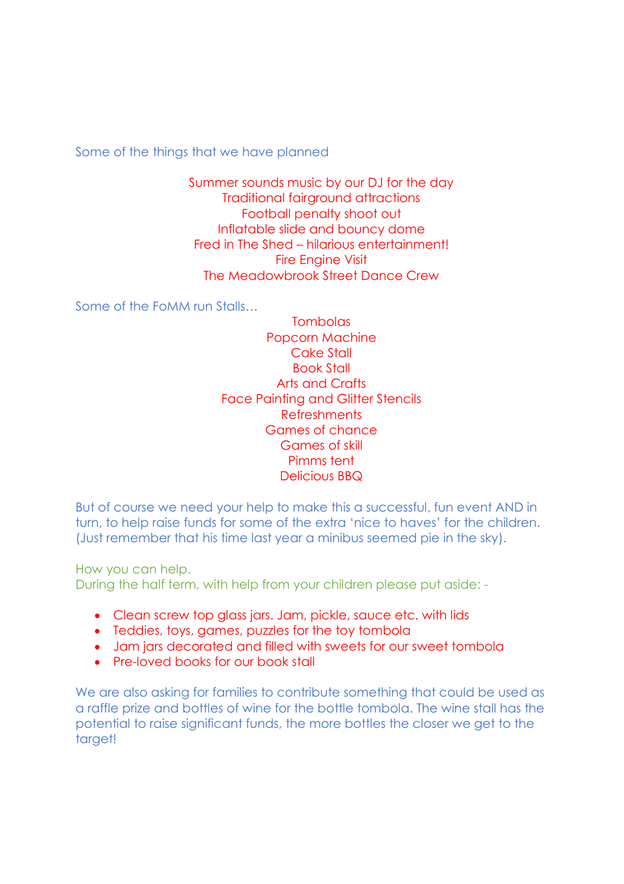Some of the things that we have planned

Summer sounds music by our DJ for the day
Traditional fairground attractions
Football penalty shoot out
Inflatable slide and bouncy dome
Fred in The Shed – hilarious entertainment!
Fire Engine Visit
The Meadowbrook Street Dance Crew

Some of the FoMM run Stalls…

Tombolas
Popcorn Machine
Cake Stall
Book Stall
Arts and Crafts
Face Painting and Glitter Stencils
Refreshments
Games of chance
Games of skill
Pimms tent
Delicious BBQ

But of course we need your help to make this a successful, fun event AND in turn, to help raise funds for some of the extra 'nice to haves' for the children. (Just remember that his time last year a minibus seemed pie in the sky).

How you can help.
During the half term, with help from your children please put aside: -

- Clean screw top glass jars. Jam, pickle, sauce etc. with lids
- Teddies, toys, games, puzzles for the toy tombola
- Jam jars decorated and filled with sweets for our sweet tombola
- Pre-loved books for our book stall

We are also asking for families to contribute something that could be used as a raffle prize and bottles of wine for the bottle tombola. The wine stall has the potential to raise significant funds, the more bottles the closer we get to the target!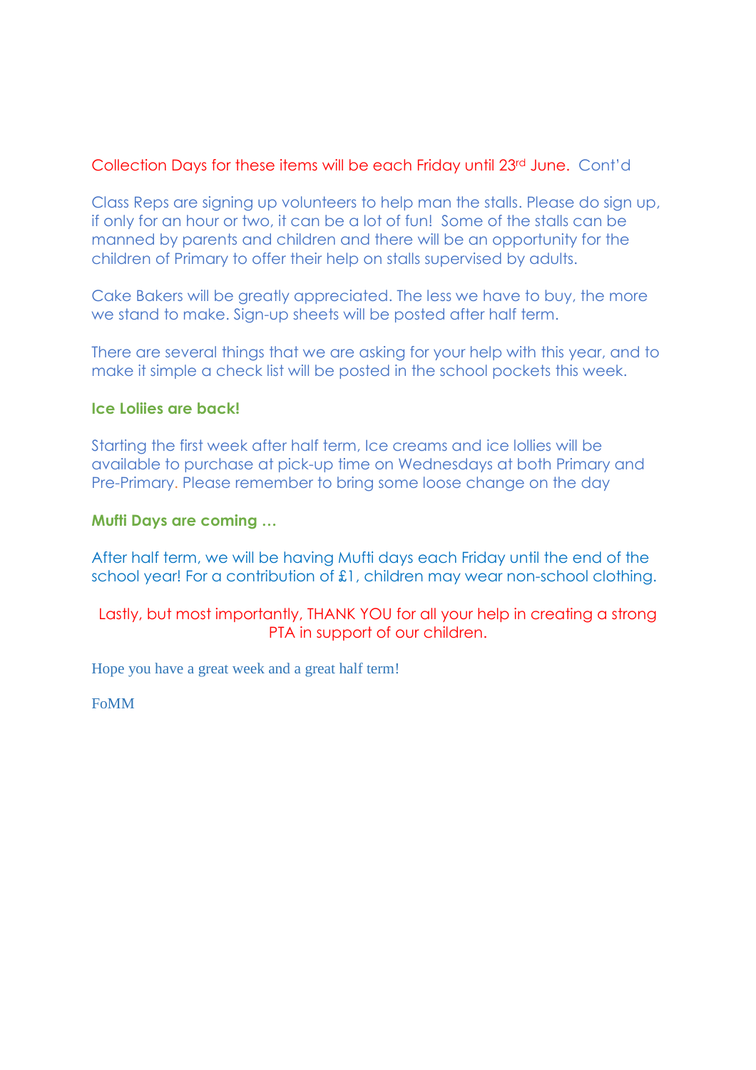Collection Days for these items will be each Friday until 23rd June. Cont'd

Class Reps are signing up volunteers to help man the stalls. Please do sign up, if only for an hour or two, it can be a lot of fun! Some of the stalls can be manned by parents and children and there will be an opportunity for the children of Primary to offer their help on stalls supervised by adults.

Cake Bakers will be greatly appreciated. The less we have to buy, the more we stand to make. Sign-up sheets will be posted after half term.

There are several things that we are asking for your help with this year, and to make it simple a check list will be posted in the school pockets this week.

**Ice Loliies are back!**

Starting the first week after half term, Ice creams and ice lollies will be available to purchase at pick-up time on Wednesdays at both Primary and Pre-Primary. Please remember to bring some loose change on the day

**Mufti Days are coming …**

After half term, we will be having Mufti days each Friday until the end of the school year! For a contribution of £1, children may wear non-school clothing.

Lastly, but most importantly, THANK YOU for all your help in creating a strong PTA in support of our children.

Hope you have a great week and a great half term!

FoMM